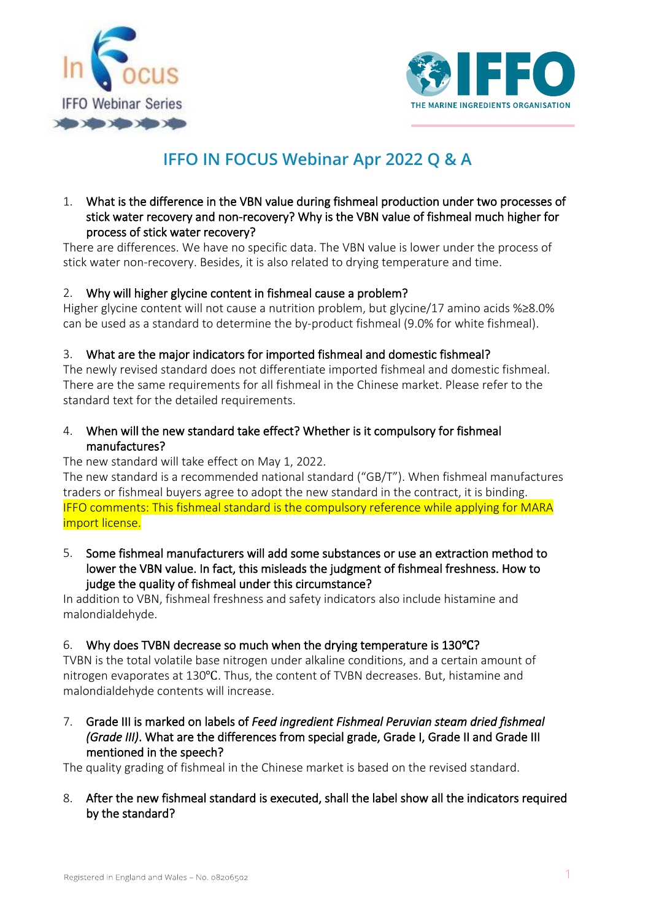# IFFO IN FOCUS Webinar Apr 2022 Q & A

1. **What is the difference in the VBN value during fishmeal production under two processes of stick water recovery and non-recovery? Why is the VBN value of fishmeal much higher for process of stick water recovery?**

There are differences. We have no specific data. The VBN value is lower under the process of stick water non-recovery. Besides, it is also related to drying temperature and time.

2. **Why will higher glycine content in fishmeal cause a problem?**

Higher glycine content will not cause a nutrition problem, but glycine/17 amino acids %≥8.0% can be used as a standard to determine the by-product fishmeal (9.0% for white fishmeal).

3. **What are the major indicators for imported fishmeal and domestic fishmeal?**

The newly revised standard does not differentiate imported fishmeal and domestic fishmeal. There are the same requirements for all fishmeal in the Chinese market. Please refer to the standard text for the detailed requirements.

4. **When will the new standard take effect? Whether is it compulsory for fishmeal manufactures?**

The new standard will take effect on May 1, 2022.
The new standard is a recommended national standard ("GB/T"). When fishmeal manufactures traders or fishmeal buyers agree to adopt the new standard in the contract, it is binding.
IFFO comments: This fishmeal standard is the compulsory reference while applying for MARA import license.

5. **Some fishmeal manufacturers will add some substances or use an extraction method to lower the VBN value. In fact, this misleads the judgment of fishmeal freshness. How to judge the quality of fishmeal under this circumstance?**

In addition to VBN, fishmeal freshness and safety indicators also include histamine and malondialdehyde.

6. **Why does TVBN decrease so much when the drying temperature is 130℃?**

TVBN is the total volatile base nitrogen under alkaline conditions, and a certain amount of nitrogen evaporates at 130℃. Thus, the content of TVBN decreases. But, histamine and malondialdehyde contents will increase.

7. **Grade III is marked on labels of *Feed ingredient Fishmeal Peruvian steam dried fishmeal (Grade III)*. What are the differences from special grade, Grade I, Grade II and Grade III mentioned in the speech?**

The quality grading of fishmeal in the Chinese market is based on the revised standard.

8. **After the new fishmeal standard is executed, shall the label show all the indicators required by the standard?**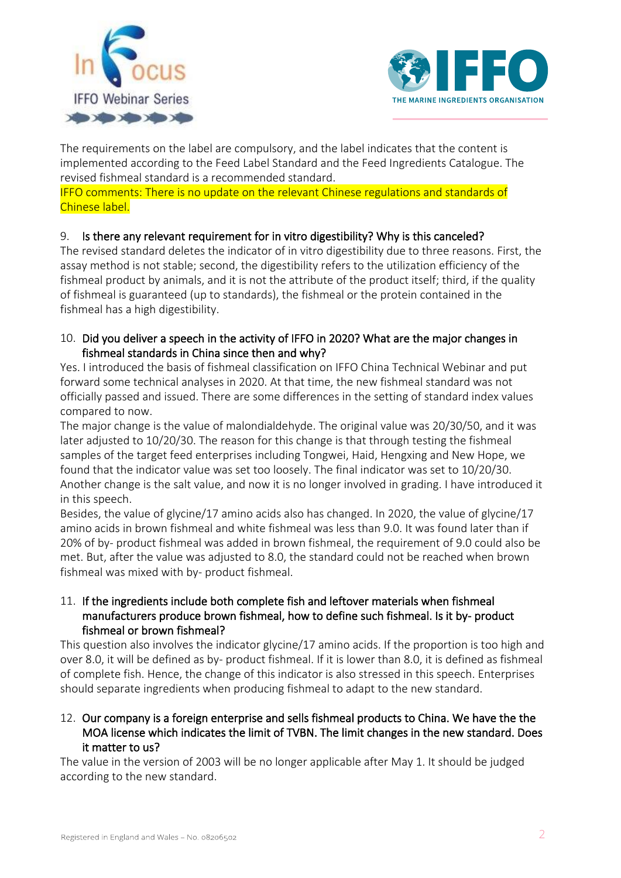The requirements on the label are compulsory, and the label indicates that the content is implemented according to the Feed Label Standard and the Feed Ingredients Catalogue. The revised fishmeal standard is a recommended standard.

IFFO comments: There is no update on the relevant Chinese regulations and standards of Chinese label.

9. Is there any relevant requirement for in vitro digestibility? Why is this canceled?

The revised standard deletes the indicator of in vitro digestibility due to three reasons. First, the assay method is not stable; second, the digestibility refers to the utilization efficiency of the fishmeal product by animals, and it is not the attribute of the product itself; third, if the quality of fishmeal is guaranteed (up to standards), the fishmeal or the protein contained in the fishmeal has a high digestibility.

10. Did you deliver a speech in the activity of IFFO in 2020? What are the major changes in fishmeal standards in China since then and why?

Yes. I introduced the basis of fishmeal classification on IFFO China Technical Webinar and put forward some technical analyses in 2020. At that time, the new fishmeal standard was not officially passed and issued. There are some differences in the setting of standard index values compared to now.

The major change is the value of malondialdehyde. The original value was 20/30/50, and it was later adjusted to 10/20/30. The reason for this change is that through testing the fishmeal samples of the target feed enterprises including Tongwei, Haid, Hengxing and New Hope, we found that the indicator value was set too loosely. The final indicator was set to 10/20/30. Another change is the salt value, and now it is no longer involved in grading. I have introduced it in this speech.

Besides, the value of glycine/17 amino acids also has changed. In 2020, the value of glycine/17 amino acids in brown fishmeal and white fishmeal was less than 9.0. It was found later than if 20% of by- product fishmeal was added in brown fishmeal, the requirement of 9.0 could also be met. But, after the value was adjusted to 8.0, the standard could not be reached when brown fishmeal was mixed with by- product fishmeal.

11. If the ingredients include both complete fish and leftover materials when fishmeal manufacturers produce brown fishmeal, how to define such fishmeal. Is it by- product fishmeal or brown fishmeal?

This question also involves the indicator glycine/17 amino acids. If the proportion is too high and over 8.0, it will be defined as by- product fishmeal. If it is lower than 8.0, it is defined as fishmeal of complete fish. Hence, the change of this indicator is also stressed in this speech. Enterprises should separate ingredients when producing fishmeal to adapt to the new standard.

12. Our company is a foreign enterprise and sells fishmeal products to China. We have the the MOA license which indicates the limit of TVBN. The limit changes in the new standard. Does it matter to us?

The value in the version of 2003 will be no longer applicable after May 1. It should be judged according to the new standard.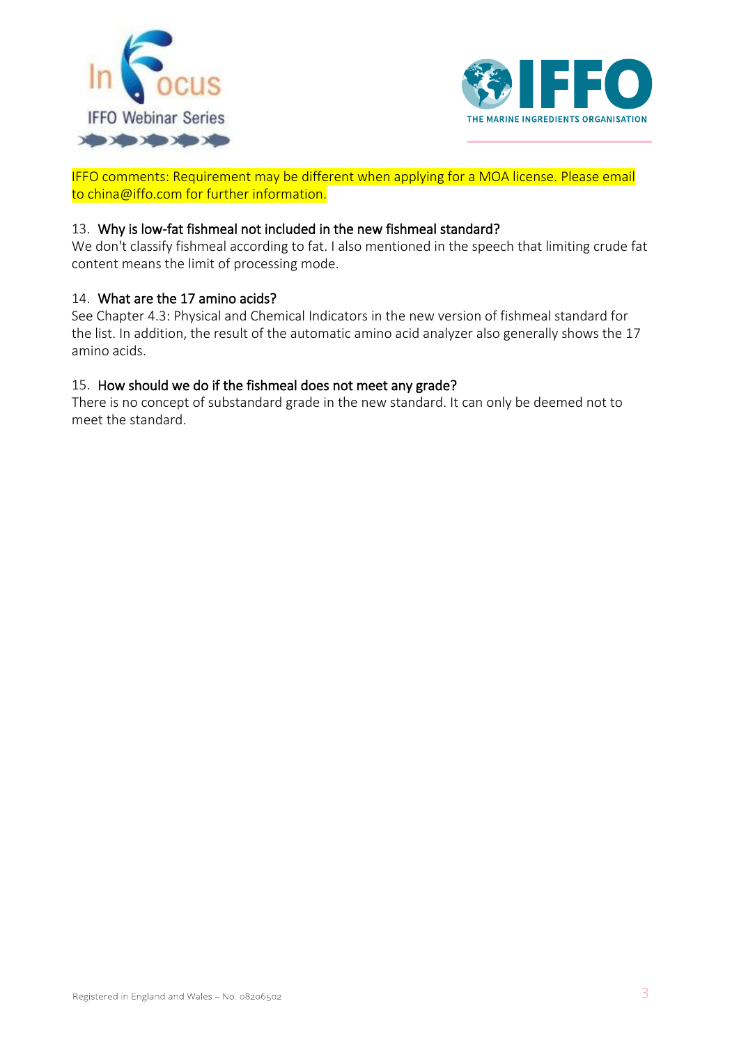IFFO comments: Requirement may be different when applying for a MOA license. Please email to china@iffo.com for further information.

13. **Why is low-fat fishmeal not included in the new fishmeal standard?**
We don't classify fishmeal according to fat. I also mentioned in the speech that limiting crude fat content means the limit of processing mode.

14. **What are the 17 amino acids?**
See Chapter 4.3: Physical and Chemical Indicators in the new version of fishmeal standard for the list. In addition, the result of the automatic amino acid analyzer also generally shows the 17 amino acids.

15. **How should we do if the fishmeal does not meet any grade?**
There is no concept of substandard grade in the new standard. It can only be deemed not to meet the standard.